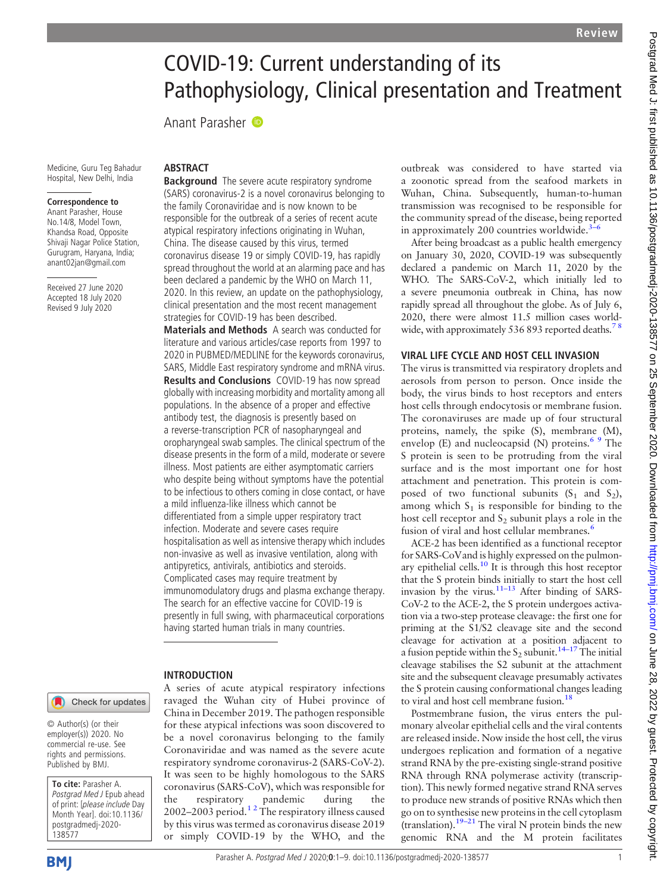# COVID-19: Current understanding of its Pathophysiology, Clinical presentation and Treatment

Anant Parasher

Medicine, Guru Teg Bahadur Hospital, New Delhi, India

**Correspondence to**
Anant Parasher, House No.14/8, Model Town, Khandsa Road, Opposite Shivaji Nagar Police Station, Gurugram, Haryana, India; anant02jan@gmail.com

Received 27 June 2020
Accepted 18 July 2020
Revised 9 July 2020

© Author(s) (or their employer(s)) 2020. No commercial re-use. See rights and permissions. Published by BMJ.

**To cite:** Parasher A. *Postgrad Med J* Epub ahead of print: [*please include* Day Month Year]. doi:10.1136/postgradmedj-2020-138577

## ABSTRACT

**Background** The severe acute respiratory syndrome (SARS) coronavirus-2 is a novel coronavirus belonging to the family Coronaviridae and is now known to be responsible for the outbreak of a series of recent acute atypical respiratory infections originating in Wuhan, China. The disease caused by this virus, termed coronavirus disease 19 or simply COVID-19, has rapidly spread throughout the world at an alarming pace and has been declared a pandemic by the WHO on March 11, 2020. In this review, an update on the pathophysiology, clinical presentation and the most recent management strategies for COVID-19 has been described.

**Materials and Methods** A search was conducted for literature and various articles/case reports from 1997 to 2020 in PUBMED/MEDLINE for the keywords coronavirus, SARS, Middle East respiratory syndrome and mRNA virus.

**Results and Conclusions** COVID-19 has now spread globally with increasing morbidity and mortality among all populations. In the absence of a proper and effective antibody test, the diagnosis is presently based on a reverse-transcription PCR of nasopharyngeal and oropharyngeal swab samples. The clinical spectrum of the disease presents in the form of a mild, moderate or severe illness. Most patients are either asymptomatic carriers who despite being without symptoms have the potential to be infectious to others coming in close contact, or have a mild influenza-like illness which cannot be differentiated from a simple upper respiratory tract infection. Moderate and severe cases require hospitalisation as well as intensive therapy which includes non-invasive as well as invasive ventilation, along with antipyretics, antivirals, antibiotics and steroids. Complicated cases may require treatment by immunomodulatory drugs and plasma exchange therapy. The search for an effective vaccine for COVID-19 is presently in full swing, with pharmaceutical corporations having started human trials in many countries.

## INTRODUCTION

A series of acute atypical respiratory infections ravaged the Wuhan city of Hubei province of China in December 2019. The pathogen responsible for these atypical infections was soon discovered to be a novel coronavirus belonging to the family Coronaviridae and was named as the severe acute respiratory syndrome coronavirus-2 (SARS-CoV-2). It was seen to be highly homologous to the SARS coronavirus (SARS-CoV), which was responsible for the respiratory pandemic during the 2002–2003 period.[1 2] The respiratory illness caused by this virus was termed as coronavirus disease 2019 or simply COVID-19 by the WHO, and the outbreak was considered to have started via a zoonotic spread from the seafood markets in Wuhan, China. Subsequently, human-to-human transmission was recognised to be responsible for the community spread of the disease, being reported in approximately 200 countries worldwide.[3–6]

After being broadcast as a public health emergency on January 30, 2020, COVID-19 was subsequently declared a pandemic on March 11, 2020 by the WHO. The SARS-CoV-2, which initially led to a severe pneumonia outbreak in China, has now rapidly spread all throughout the globe. As of July 6, 2020, there were almost 11.5 million cases worldwide, with approximately 536 893 reported deaths.[7 8]

## VIRAL LIFE CYCLE AND HOST CELL INVASION

The virus is transmitted via respiratory droplets and aerosols from person to person. Once inside the body, the virus binds to host receptors and enters host cells through endocytosis or membrane fusion. The coronaviruses are made up of four structural proteins, namely, the spike (S), membrane (M), envelop (E) and nucleocapsid (N) proteins.[6 9] The S protein is seen to be protruding from the viral surface and is the most important one for host attachment and penetration. This protein is composed of two functional subunits ($S_1$ and $S_2$), among which $S_1$ is responsible for binding to the host cell receptor and $S_2$ subunit plays a role in the fusion of viral and host cellular membranes.[6]

ACE-2 has been identified as a functional receptor for SARS-CoV and is highly expressed on the pulmonary epithelial cells.[10] It is through this host receptor that the S protein binds initially to start the host cell invasion by the virus.[11–13] After binding of SARS-CoV-2 to the ACE-2, the S protein undergoes activation via a two-step protease cleavage: the first one for priming at the S1/S2 cleavage site and the second cleavage for activation at a position adjacent to a fusion peptide within the $S_2$ subunit.[14–17] The initial cleavage stabilises the S2 subunit at the attachment site and the subsequent cleavage presumably activates the S protein causing conformational changes leading to viral and host cell membrane fusion.[18]

Postmembrane fusion, the virus enters the pulmonary alveolar epithelial cells and the viral contents are released inside. Now inside the host cell, the virus undergoes replication and formation of a negative strand RNA by the pre-existing single-strand positive RNA through RNA polymerase activity (transcription). This newly formed negative strand RNA serves to produce new strands of positive RNAs which then go on to synthesise new proteins in the cell cytoplasm (translation).[19–21] The viral N protein binds the new genomic RNA and the M protein facilitates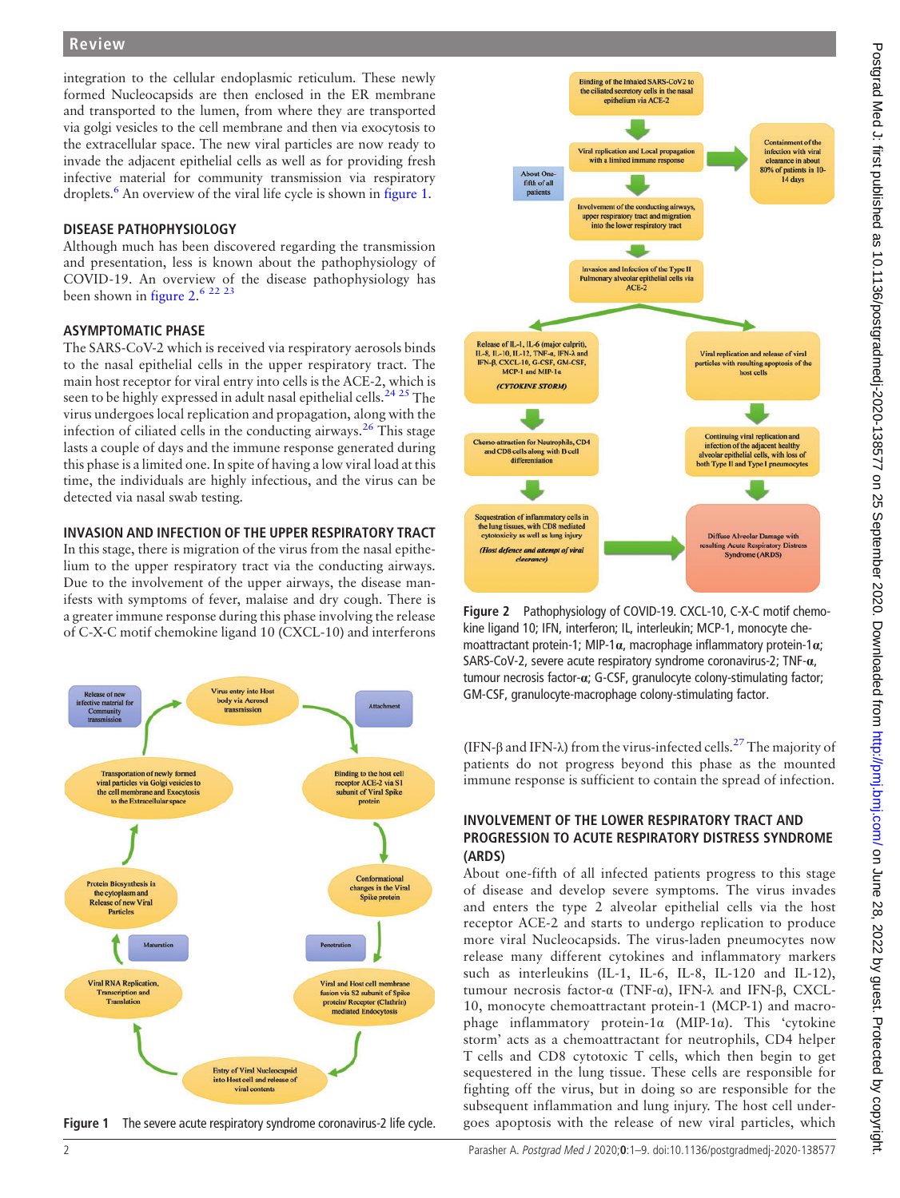integration to the cellular endoplasmic reticulum. These newly formed Nucleocapsids are then enclosed in the ER membrane and transported to the lumen, from where they are transported via golgi vesicles to the cell membrane and then via exocytosis to the extracellular space. The new viral particles are now ready to invade the adjacent epithelial cells as well as for providing fresh infective material for community transmission via respiratory droplets.[6] An overview of the viral life cycle is shown in figure 1.

## DISEASE PATHOPHYSIOLOGY

Although much has been discovered regarding the transmission and presentation, less is known about the pathophysiology of COVID-19. An overview of the disease pathophysiology has been shown in figure 2.[6 22 23]

## ASYMPTOMATIC PHASE

The SARS-CoV-2 which is received via respiratory aerosols binds to the nasal epithelial cells in the upper respiratory tract. The main host receptor for viral entry into cells is the ACE-2, which is seen to be highly expressed in adult nasal epithelial cells.[24 25] The virus undergoes local replication and propagation, along with the infection of ciliated cells in the conducting airways.[26] This stage lasts a couple of days and the immune response generated during this phase is a limited one. In spite of having a low viral load at this time, the individuals are highly infectious, and the virus can be detected via nasal swab testing.

## INVASION AND INFECTION OF THE UPPER RESPIRATORY TRACT

In this stage, there is migration of the virus from the nasal epithelium to the upper respiratory tract via the conducting airways. Due to the involvement of the upper airways, the disease manifests with symptoms of fever, malaise and dry cough. There is a greater immune response during this phase involving the release of C-X-C motif chemokine ligand 10 (CXCL-10) and interferons (IFN-β and IFN-λ) from the virus-infected cells.[27] The majority of patients do not progress beyond this phase as the mounted immune response is sufficient to contain the spread of infection.

Figure 1 The severe acute respiratory syndrome coronavirus-2 life cycle.

Figure 2 Pathophysiology of COVID-19. CXCL-10, C-X-C motif chemokine ligand 10; IFN, interferon; IL, interleukin; MCP-1, monocyte chemoattractant protein-1; MIP-1α, macrophage inflammatory protein-1α; SARS-CoV-2, severe acute respiratory syndrome coronavirus-2; TNF-α, tumour necrosis factor-α; G-CSF, granulocyte colony-stimulating factor; GM-CSF, granulocyte-macrophage colony-stimulating factor.

## INVOLVEMENT OF THE LOWER RESPIRATORY TRACT AND PROGRESSION TO ACUTE RESPIRATORY DISTRESS SYNDROME (ARDS)

About one-fifth of all infected patients progress to this stage of disease and develop severe symptoms. The virus invades and enters the type 2 alveolar epithelial cells via the host receptor ACE-2 and starts to undergo replication to produce more viral Nucleocapsids. The virus-laden pneumocytes now release many different cytokines and inflammatory markers such as interleukins (IL-1, IL-6, IL-8, IL-120 and IL-12), tumour necrosis factor-α (TNF-α), IFN-λ and IFN-β, CXCL-10, monocyte chemoattractant protein-1 (MCP-1) and macrophage inflammatory protein-1α (MIP-1α). This 'cytokine storm' acts as a chemoattractant for neutrophils, CD4 helper T cells and CD8 cytotoxic T cells, which then begin to get sequestered in the lung tissue. These cells are responsible for fighting off the virus, but in doing so are responsible for the subsequent inflammation and lung injury. The host cell undergoes apoptosis with the release of new viral particles, which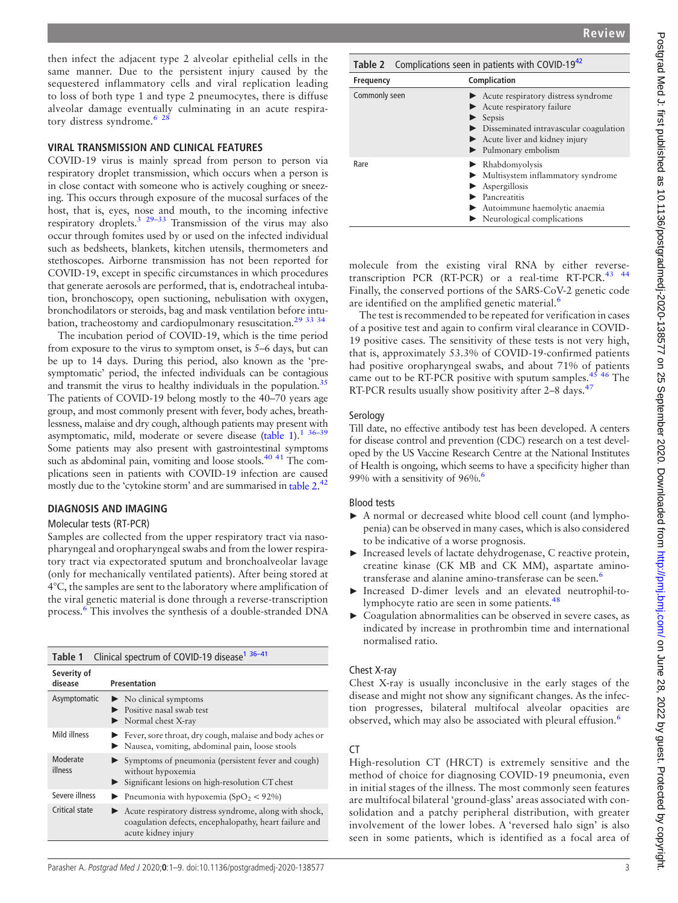then infect the adjacent type 2 alveolar epithelial cells in the same manner. Due to the persistent injury caused by the sequestered inflammatory cells and viral replication leading to loss of both type 1 and type 2 pneumocytes, there is diffuse alveolar damage eventually culminating in an acute respiratory distress syndrome.[6 28]

## VIRAL TRANSMISSION AND CLINICAL FEATURES

COVID-19 virus is mainly spread from person to person via respiratory droplet transmission, which occurs when a person is in close contact with someone who is actively coughing or sneezing. This occurs through exposure of the mucosal surfaces of the host, that is, eyes, nose and mouth, to the incoming infective respiratory droplets.[3 29–33] Transmission of the virus may also occur through fomites used by or used on the infected individual such as bedsheets, blankets, kitchen utensils, thermometers and stethoscopes. Airborne transmission has not been reported for COVID-19, except in specific circumstances in which procedures that generate aerosols are performed, that is, endotracheal intubation, bronchoscopy, open suctioning, nebulisation with oxygen, bronchodilators or steroids, bag and mask ventilation before intubation, tracheostomy and cardiopulmonary resuscitation.[29 33 34]

The incubation period of COVID-19, which is the time period from exposure to the virus to symptom onset, is 5–6 days, but can be up to 14 days. During this period, also known as the 'presymptomatic' period, the infected individuals can be contagious and transmit the virus to healthy individuals in the population.[35] The patients of COVID-19 belong mostly to the 40–70 years age group, and most commonly present with fever, body aches, breathlessness, malaise and dry cough, although patients may present with asymptomatic, mild, moderate or severe disease (table 1).[1 36–39] Some patients may also present with gastrointestinal symptoms such as abdominal pain, vomiting and loose stools.[40 41] The complications seen in patients with COVID-19 infection are caused mostly due to the 'cytokine storm' and are summarised in table 2.[42]

## DIAGNOSIS AND IMAGING

### Molecular tests (RT-PCR)

Samples are collected from the upper respiratory tract via nasopharyngeal and oropharyngeal swabs and from the lower respiratory tract via expectorated sputum and bronchoalveolar lavage (only for mechanically ventilated patients). After being stored at 4°C, the samples are sent to the laboratory where amplification of the viral genetic material is done through a reverse-transcription process.[6] This involves the synthesis of a double-stranded DNA molecule from the existing viral RNA by either reverse-transcription PCR (RT-PCR) or a real-time RT-PCR.[43 44] Finally, the conserved portions of the SARS-CoV-2 genetic code are identified on the amplified genetic material.[6]

The test is recommended to be repeated for verification in cases of a positive test and again to confirm viral clearance in COVID-19 positive cases. The sensitivity of these tests is not very high, that is, approximately 53.3% of COVID-19-confirmed patients had positive oropharyngeal swabs, and about 71% of patients came out to be RT-PCR positive with sputum samples.[45 46] The RT-PCR results usually show positivity after 2–8 days.[47]

**Table 1** Clinical spectrum of COVID-19 disease[1 36–41]

| Severity of disease | Presentation |
|---|---|
| Asymptomatic | ► No clinical symptoms<br>► Positive nasal swab test<br>► Normal chest X-ray |
| Mild illness | ► Fever, sore throat, dry cough, malaise and body aches or<br>► Nausea, vomiting, abdominal pain, loose stools |
| Moderate illness | ► Symptoms of pneumonia (persistent fever and cough) without hypoxemia<br>► Significant lesions on high-resolution CT chest |
| Severe illness | ► Pneumonia with hypoxemia ($SpO_2 < 92\%$) |
| Critical state | ► Acute respiratory distress syndrome, along with shock, coagulation defects, encephalopathy, heart failure and acute kidney injury |

**Table 2** Complications seen in patients with COVID-19[42]

| Frequency | Complication |
|---|---|
| Commonly seen | ► Acute respiratory distress syndrome<br>► Acute respiratory failure<br>► Sepsis<br>► Disseminated intravascular coagulation<br>► Acute liver and kidney injury<br>► Pulmonary embolism |
| Rare | ► Rhabdomyolysis<br>► Multisystem inflammatory syndrome<br>► Aspergillosis<br>► Pancreatitis<br>► Autoimmune haemolytic anaemia<br>► Neurological complications |

### Serology

Till date, no effective antibody test has been developed. A centers for disease control and prevention (CDC) research on a test developed by the US Vaccine Research Centre at the National Institutes of Health is ongoing, which seems to have a specificity higher than 99% with a sensitivity of 96%.[6]

### Blood tests

- ► A normal or decreased white blood cell count (and lymphopenia) can be observed in many cases, which is also considered to be indicative of a worse prognosis.
- ► Increased levels of lactate dehydrogenase, C reactive protein, creatine kinase (CK MB and CK MM), aspartate aminotransferase and alanine amino-transferase can be seen.[6]
- ► Increased D-dimer levels and an elevated neutrophil-to-lymphocyte ratio are seen in some patients.[48]
- ► Coagulation abnormalities can be observed in severe cases, as indicated by increase in prothrombin time and international normalised ratio.

### Chest X-ray

Chest X-ray is usually inconclusive in the early stages of the disease and might not show any significant changes. As the infection progresses, bilateral multifocal alveolar opacities are observed, which may also be associated with pleural effusion.[6]

### CT

High-resolution CT (HRCT) is extremely sensitive and the method of choice for diagnosing COVID-19 pneumonia, even in initial stages of the illness. The most commonly seen features are multifocal bilateral 'ground-glass' areas associated with consolidation and a patchy peripheral distribution, with greater involvement of the lower lobes. A 'reversed halo sign' is also seen in some patients, which is identified as a focal area of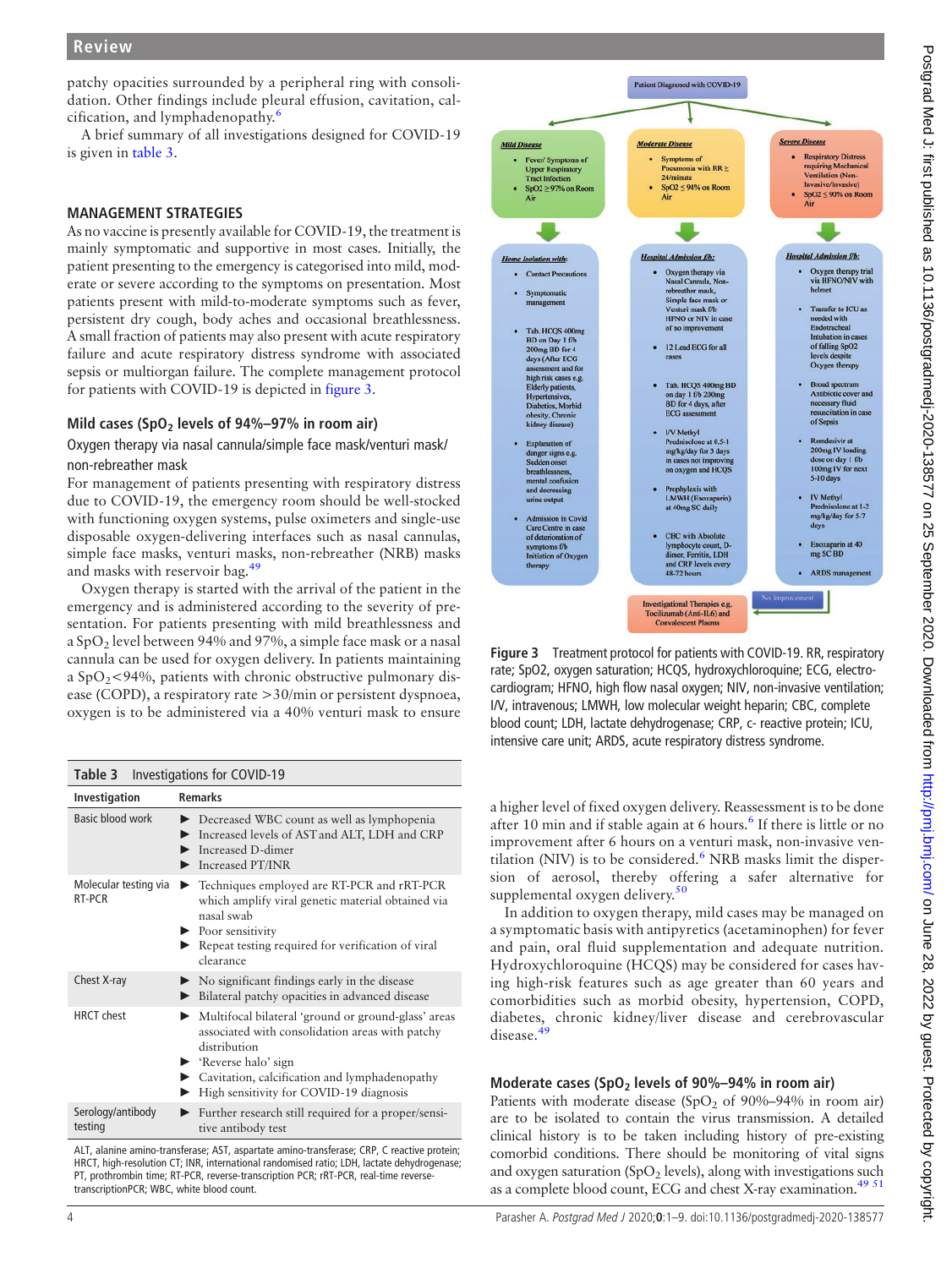patchy opacities surrounded by a peripheral ring with consolidation. Other findings include pleural effusion, cavitation, calcification, and lymphadenopathy.[6]

A brief summary of all investigations designed for COVID-19 is given in table 3.

## MANAGEMENT STRATEGIES

As no vaccine is presently available for COVID-19, the treatment is mainly symptomatic and supportive in most cases. Initially, the patient presenting to the emergency is categorised into mild, moderate or severe according to the symptoms on presentation. Most patients present with mild-to-moderate symptoms such as fever, persistent dry cough, body aches and occasional breathlessness. A small fraction of patients may also present with acute respiratory failure and acute respiratory distress syndrome with associated sepsis or multiorgan failure. The complete management protocol for patients with COVID-19 is depicted in figure 3.

### Mild cases ($SpO_2$ levels of 94%–97% in room air)

#### Oxygen therapy via nasal cannula/simple face mask/venturi mask/non-rebreather mask

For management of patients presenting with respiratory distress due to COVID-19, the emergency room should be well-stocked with functioning oxygen systems, pulse oximeters and single-use disposable oxygen-delivering interfaces such as nasal cannulas, simple face masks, venturi masks, non-rebreather (NRB) masks and masks with reservoir bag.[49]

Oxygen therapy is started with the arrival of the patient in the emergency and is administered according to the severity of presentation. For patients presenting with mild breathlessness and a $SpO_2$ level between 94% and 97%, a simple face mask or a nasal cannula can be used for oxygen delivery. In patients maintaining a $SpO_2$<94%, patients with chronic obstructive pulmonary disease (COPD), a respiratory rate >30/min or persistent dyspnoea, oxygen is to be administered via a 40% venturi mask to ensure a higher level of fixed oxygen delivery. Reassessment is to be done after 10 min and if stable again at 6 hours.[6] If there is little or no improvement after 6 hours on a venturi mask, non-invasive ventilation (NIV) is to be considered.[6] NRB masks limit the dispersion of aerosol, thereby offering a safer alternative for supplemental oxygen delivery.[50]

In addition to oxygen therapy, mild cases may be managed on a symptomatic basis with antipyretics (acetaminophen) for fever and pain, oral fluid supplementation and adequate nutrition. Hydroxychloroquine (HCQS) may be considered for cases having high-risk features such as age greater than 60 years and comorbidities such as morbid obesity, hypertension, COPD, diabetes, chronic kidney/liver disease and cerebrovascular disease.[49]

**Table 3** Investigations for COVID-19

| Investigation | Remarks |
|---|---|
| Basic blood work | ▶ Decreased WBC count as well as lymphopenia<br>▶ Increased levels of AST and ALT, LDH and CRP<br>▶ Increased D-dimer<br>▶ Increased PT/INR |
| Molecular testing via RT-PCR | ▶ Techniques employed are RT-PCR and rRT-PCR which amplify viral genetic material obtained via nasal swab<br>▶ Poor sensitivity<br>▶ Repeat testing required for verification of viral clearance |
| Chest X-ray | ▶ No significant findings early in the disease<br>▶ Bilateral patchy opacities in advanced disease |
| HRCT chest | ▶ Multifocal bilateral 'ground or ground-glass' areas associated with consolidation areas with patchy distribution<br>▶ 'Reverse halo' sign<br>▶ Cavitation, calcification and lymphadenopathy<br>▶ High sensitivity for COVID-19 diagnosis |
| Serology/antibody testing | ▶ Further research still required for a proper/sensitive antibody test |

ALT, alanine amino-transferase; AST, aspartate amino-transferase; CRP, C reactive protein; HRCT, high-resolution CT; INR, international randomised ratio; LDH, lactate dehydrogenase; PT, prothrombin time; RT-PCR, reverse-transcription PCR; rRT-PCR, real-time reverse-transcriptionPCR; WBC, white blood count.

**Figure 3** Treatment protocol for patients with COVID-19. RR, respiratory rate; SpO2, oxygen saturation; HCQS, hydroxychloroquine; ECG, electrocardiogram; HFNO, high flow nasal oxygen; NIV, non-invasive ventilation; I/V, intravenous; LMWH, low molecular weight heparin; CBC, complete blood count; LDH, lactate dehydrogenase; CRP, c- reactive protein; ICU, intensive care unit; ARDS, acute respiratory distress syndrome.

### Moderate cases ($SpO_2$ levels of 90%–94% in room air)

Patients with moderate disease ($SpO_2$ of 90%–94% in room air) are to be isolated to contain the virus transmission. A detailed clinical history is to be taken including history of pre-existing comorbid conditions. There should be monitoring of vital signs and oxygen saturation ($SpO_2$ levels), along with investigations such as a complete blood count, ECG and chest X-ray examination.[49,51]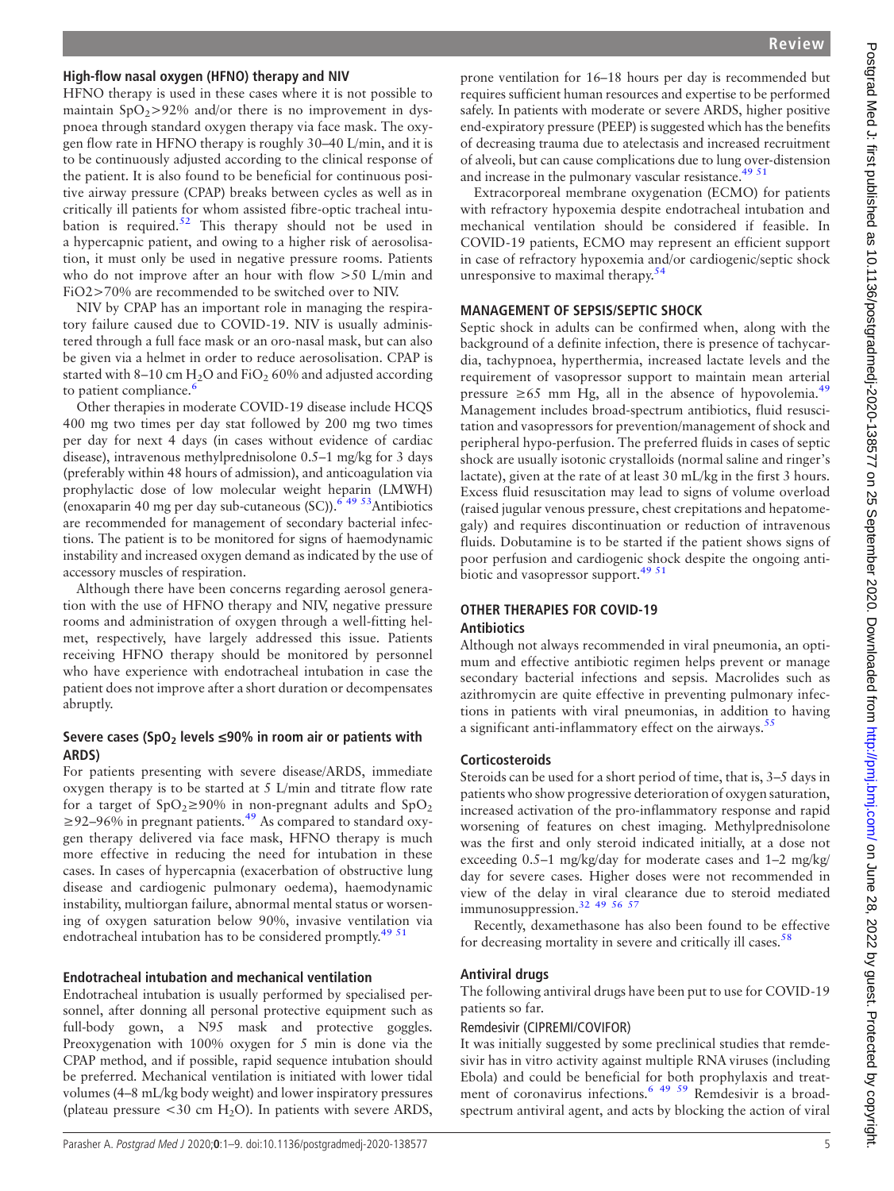### High-flow nasal oxygen (HFNO) therapy and NIV

HFNO therapy is used in these cases where it is not possible to maintain $SpO_2$>92% and/or there is no improvement in dyspnoea through standard oxygen therapy via face mask. The oxygen flow rate in HFNO therapy is roughly 30–40 L/min, and it is to be continuously adjusted according to the clinical response of the patient. It is also found to be beneficial for continuous positive airway pressure (CPAP) breaks between cycles as well as in critically ill patients for whom assisted fibre-optic tracheal intubation is required.[52] This therapy should not be used in a hypercapnic patient, and owing to a higher risk of aerosolisation, it must only be used in negative pressure rooms. Patients who do not improve after an hour with flow >50 L/min and FiO2>70% are recommended to be switched over to NIV.

NIV by CPAP has an important role in managing the respiratory failure caused due to COVID-19. NIV is usually administered through a full face mask or an oro-nasal mask, but can also be given via a helmet in order to reduce aerosolisation. CPAP is started with 8–10 cm $H_2O$ and $FiO_2$ 60% and adjusted according to patient compliance.[6]

Other therapies in moderate COVID-19 disease include HCQS 400 mg two times per day stat followed by 200 mg two times per day for next 4 days (in cases without evidence of cardiac disease), intravenous methylprednisolone 0.5–1 mg/kg for 3 days (preferably within 48 hours of admission), and anticoagulation via prophylactic dose of low molecular weight heparin (LMWH) (enoxaparin 40 mg per day sub-cutaneous (SC)).[6 49 53] Antibiotics are recommended for management of secondary bacterial infections. The patient is to be monitored for signs of haemodynamic instability and increased oxygen demand as indicated by the use of accessory muscles of respiration.

Although there have been concerns regarding aerosol generation with the use of HFNO therapy and NIV, negative pressure rooms and administration of oxygen through a well-fitting helmet, respectively, have largely addressed this issue. Patients receiving HFNO therapy should be monitored by personnel who have experience with endotracheal intubation in case the patient does not improve after a short duration or decompensates abruptly.

### Severe cases ($SpO_2$ levels ≤90% in room air or patients with ARDS)

For patients presenting with severe disease/ARDS, immediate oxygen therapy is to be started at 5 L/min and titrate flow rate for a target of $SpO_2$≥90% in non-pregnant adults and $SpO_2$ ≥92–96% in pregnant patients.[49] As compared to standard oxygen therapy delivered via face mask, HFNO therapy is much more effective in reducing the need for intubation in these cases. In cases of hypercapnia (exacerbation of obstructive lung disease and cardiogenic pulmonary oedema), haemodynamic instability, multiorgan failure, abnormal mental status or worsening of oxygen saturation below 90%, invasive ventilation via endotracheal intubation has to be considered promptly.[49 51]

### Endotracheal intubation and mechanical ventilation

Endotracheal intubation is usually performed by specialised personnel, after donning all personal protective equipment such as full-body gown, a N95 mask and protective goggles. Preoxygenation with 100% oxygen for 5 min is done via the CPAP method, and if possible, rapid sequence intubation should be preferred. Mechanical ventilation is initiated with lower tidal volumes (4–8 mL/kg body weight) and lower inspiratory pressures (plateau pressure <30 cm $H_2O$). In patients with severe ARDS, prone ventilation for 16–18 hours per day is recommended but requires sufficient human resources and expertise to be performed safely. In patients with moderate or severe ARDS, higher positive end-expiratory pressure (PEEP) is suggested which has the benefits of decreasing trauma due to atelectasis and increased recruitment of alveoli, but can cause complications due to lung over-distension and increase in the pulmonary vascular resistance.[49 51]

Extracorporeal membrane oxygenation (ECMO) for patients with refractory hypoxemia despite endotracheal intubation and mechanical ventilation should be considered if feasible. In COVID-19 patients, ECMO may represent an efficient support in case of refractory hypoxemia and/or cardiogenic/septic shock unresponsive to maximal therapy.[54]

## MANAGEMENT OF SEPSIS/SEPTIC SHOCK

Septic shock in adults can be confirmed when, along with the background of a definite infection, there is presence of tachycardia, tachypnoea, hyperthermia, increased lactate levels and the requirement of vasopressor support to maintain mean arterial pressure ≥65 mm Hg, all in the absence of hypovolemia.[49] Management includes broad-spectrum antibiotics, fluid resuscitation and vasopressors for prevention/management of shock and peripheral hypo-perfusion. The preferred fluids in cases of septic shock are usually isotonic crystalloids (normal saline and ringer's lactate), given at the rate of at least 30 mL/kg in the first 3 hours. Excess fluid resuscitation may lead to signs of volume overload (raised jugular venous pressure, chest crepitations and hepatomegaly) and requires discontinuation or reduction of intravenous fluids. Dobutamine is to be started if the patient shows signs of poor perfusion and cardiogenic shock despite the ongoing antibiotic and vasopressor support.[49 51]

## OTHER THERAPIES FOR COVID-19

### Antibiotics

Although not always recommended in viral pneumonia, an optimum and effective antibiotic regimen helps prevent or manage secondary bacterial infections and sepsis. Macrolides such as azithromycin are quite effective in preventing pulmonary infections in patients with viral pneumonias, in addition to having a significant anti-inflammatory effect on the airways.[55]

### Corticosteroids

Steroids can be used for a short period of time, that is, 3–5 days in patients who show progressive deterioration of oxygen saturation, increased activation of the pro-inflammatory response and rapid worsening of features on chest imaging. Methylprednisolone was the first and only steroid indicated initially, at a dose not exceeding 0.5–1 mg/kg/day for moderate cases and 1–2 mg/kg/day for severe cases. Higher doses were not recommended in view of the delay in viral clearance due to steroid mediated immunosuppression.[32 49 56 57]

Recently, dexamethasone has also been found to be effective for decreasing mortality in severe and critically ill cases.[58]

### Antiviral drugs

The following antiviral drugs have been put to use for COVID-19 patients so far.

#### Remdesivir (CIPREMI/COVIFOR)

It was initially suggested by some preclinical studies that remdesivir has in vitro activity against multiple RNA viruses (including Ebola) and could be beneficial for both prophylaxis and treatment of coronavirus infections.[6 49 59] Remdesivir is a broad-spectrum antiviral agent, and acts by blocking the action of viral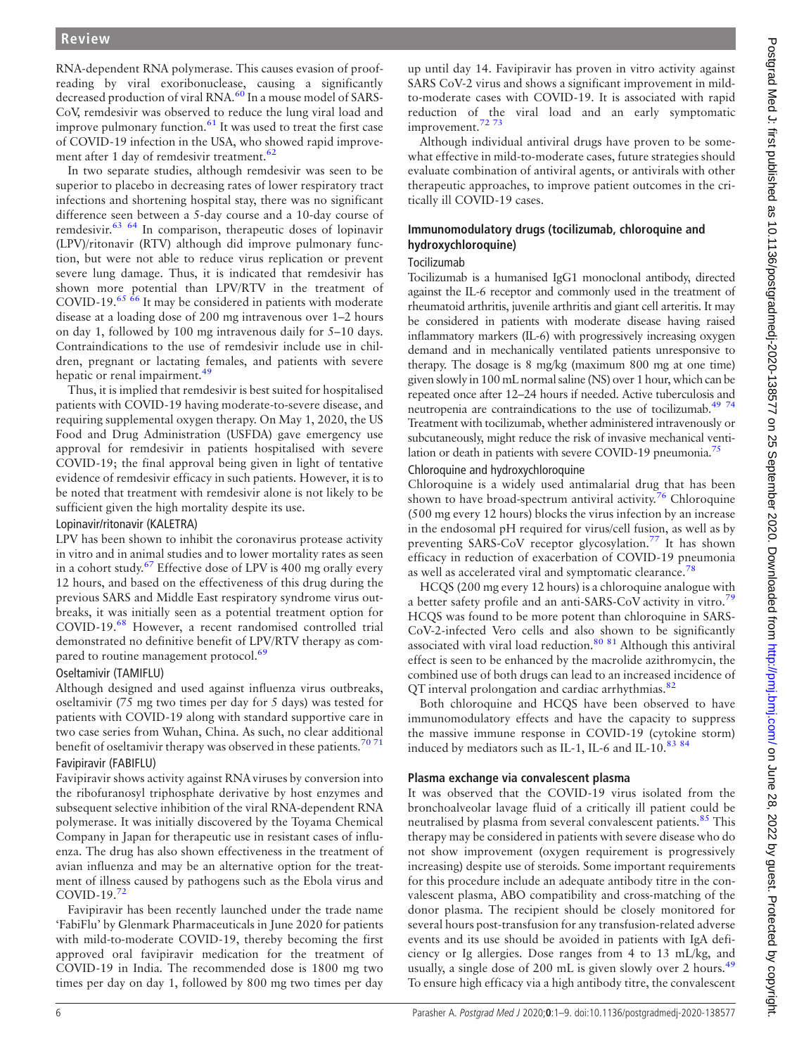RNA-dependent RNA polymerase. This causes evasion of proofreading by viral exoribonuclease, causing a significantly decreased production of viral RNA.[60] In a mouse model of SARS-CoV, remdesivir was observed to reduce the lung viral load and improve pulmonary function.[61] It was used to treat the first case of COVID-19 infection in the USA, who showed rapid improvement after 1 day of remdesivir treatment.[62]

In two separate studies, although remdesivir was seen to be superior to placebo in decreasing rates of lower respiratory tract infections and shortening hospital stay, there was no significant difference seen between a 5-day course and a 10-day course of remdesivir.[63 64] In comparison, therapeutic doses of lopinavir (LPV)/ritonavir (RTV) although did improve pulmonary function, but were not able to reduce virus replication or prevent severe lung damage. Thus, it is indicated that remdesivir has shown more potential than LPV/RTV in the treatment of COVID-19.[65 66] It may be considered in patients with moderate disease at a loading dose of 200 mg intravenous over 1–2 hours on day 1, followed by 100 mg intravenous daily for 5–10 days. Contraindications to the use of remdesivir include use in children, pregnant or lactating females, and patients with severe hepatic or renal impairment.[49]

Thus, it is implied that remdesivir is best suited for hospitalised patients with COVID-19 having moderate-to-severe disease, and requiring supplemental oxygen therapy. On May 1, 2020, the US Food and Drug Administration (USFDA) gave emergency use approval for remdesivir in patients hospitalised with severe COVID-19; the final approval being given in light of tentative evidence of remdesivir efficacy in such patients. However, it is to be noted that treatment with remdesivir alone is not likely to be sufficient given the high mortality despite its use.

#### Lopinavir/ritonavir (KALETRA)

LPV has been shown to inhibit the coronavirus protease activity in vitro and in animal studies and to lower mortality rates as seen in a cohort study.[67] Effective dose of LPV is 400 mg orally every 12 hours, and based on the effectiveness of this drug during the previous SARS and Middle East respiratory syndrome virus outbreaks, it was initially seen as a potential treatment option for COVID-19.[68] However, a recent randomised controlled trial demonstrated no definitive benefit of LPV/RTV therapy as compared to routine management protocol.[69]

#### Oseltamivir (TAMIFLU)

Although designed and used against influenza virus outbreaks, oseltamivir (75 mg two times per day for 5 days) was tested for patients with COVID-19 along with standard supportive care in two case series from Wuhan, China. As such, no clear additional benefit of oseltamivir therapy was observed in these patients.[70 71]

#### Favipiravir (FABIFLU)

Favipiravir shows activity against RNA viruses by conversion into the ribofuranosyl triphosphate derivative by host enzymes and subsequent selective inhibition of the viral RNA-dependent RNA polymerase. It was initially discovered by the Toyama Chemical Company in Japan for therapeutic use in resistant cases of influenza. The drug has also shown effectiveness in the treatment of avian influenza and may be an alternative option for the treatment of illness caused by pathogens such as the Ebola virus and COVID-19.[72]

Favipiravir has been recently launched under the trade name 'FabiFlu' by Glenmark Pharmaceuticals in June 2020 for patients with mild-to-moderate COVID-19, thereby becoming the first approved oral favipiravir medication for the treatment of COVID-19 in India. The recommended dose is 1800 mg two times per day on day 1, followed by 800 mg two times per day up until day 14. Favipiravir has proven in vitro activity against SARS CoV-2 virus and shows a significant improvement in mild-to-moderate cases with COVID-19. It is associated with rapid reduction of the viral load and an early symptomatic improvement.[72 73]

Although individual antiviral drugs have proven to be somewhat effective in mild-to-moderate cases, future strategies should evaluate combination of antiviral agents, or antivirals with other therapeutic approaches, to improve patient outcomes in the critically ill COVID-19 cases.

### Immunomodulatory drugs (tocilizumab, chloroquine and hydroxychloroquine)

#### Tocilizumab

Tocilizumab is a humanised IgG1 monoclonal antibody, directed against the IL-6 receptor and commonly used in the treatment of rheumatoid arthritis, juvenile arthritis and giant cell arteritis. It may be considered in patients with moderate disease having raised inflammatory markers (IL-6) with progressively increasing oxygen demand and in mechanically ventilated patients unresponsive to therapy. The dosage is 8 mg/kg (maximum 800 mg at one time) given slowly in 100 mL normal saline (NS) over 1 hour, which can be repeated once after 12–24 hours if needed. Active tuberculosis and neutropenia are contraindications to the use of tocilizumab.[49 74] Treatment with tocilizumab, whether administered intravenously or subcutaneously, might reduce the risk of invasive mechanical ventilation or death in patients with severe COVID-19 pneumonia.[75]

#### Chloroquine and hydroxychloroquine

Chloroquine is a widely used antimalarial drug that has been shown to have broad-spectrum antiviral activity.[76] Chloroquine (500 mg every 12 hours) blocks the virus infection by an increase in the endosomal pH required for virus/cell fusion, as well as by preventing SARS-CoV receptor glycosylation.[77] It has shown efficacy in reduction of exacerbation of COVID-19 pneumonia as well as accelerated viral and symptomatic clearance.[78]

HCQS (200 mg every 12 hours) is a chloroquine analogue with a better safety profile and an anti-SARS-CoV activity in vitro.[79] HCQS was found to be more potent than chloroquine in SARS-CoV-2-infected Vero cells and also shown to be significantly associated with viral load reduction.[80 81] Although this antiviral effect is seen to be enhanced by the macrolide azithromycin, the combined use of both drugs can lead to an increased incidence of QT interval prolongation and cardiac arrhythmias.[82]

Both chloroquine and HCQS have been observed to have immunomodulatory effects and have the capacity to suppress the massive immune response in COVID-19 (cytokine storm) induced by mediators such as IL-1, IL-6 and IL-10.[83 84]

### Plasma exchange via convalescent plasma

It was observed that the COVID-19 virus isolated from the bronchoalveolar lavage fluid of a critically ill patient could be neutralised by plasma from several convalescent patients.[85] This therapy may be considered in patients with severe disease who do not show improvement (oxygen requirement is progressively increasing) despite use of steroids. Some important requirements for this procedure include an adequate antibody titre in the convalescent plasma, ABO compatibility and cross-matching of the donor plasma. The recipient should be closely monitored for several hours post-transfusion for any transfusion-related adverse events and its use should be avoided in patients with IgA deficiency or Ig allergies. Dose ranges from 4 to 13 mL/kg, and usually, a single dose of 200 mL is given slowly over 2 hours.[49] To ensure high efficacy via a high antibody titre, the convalescent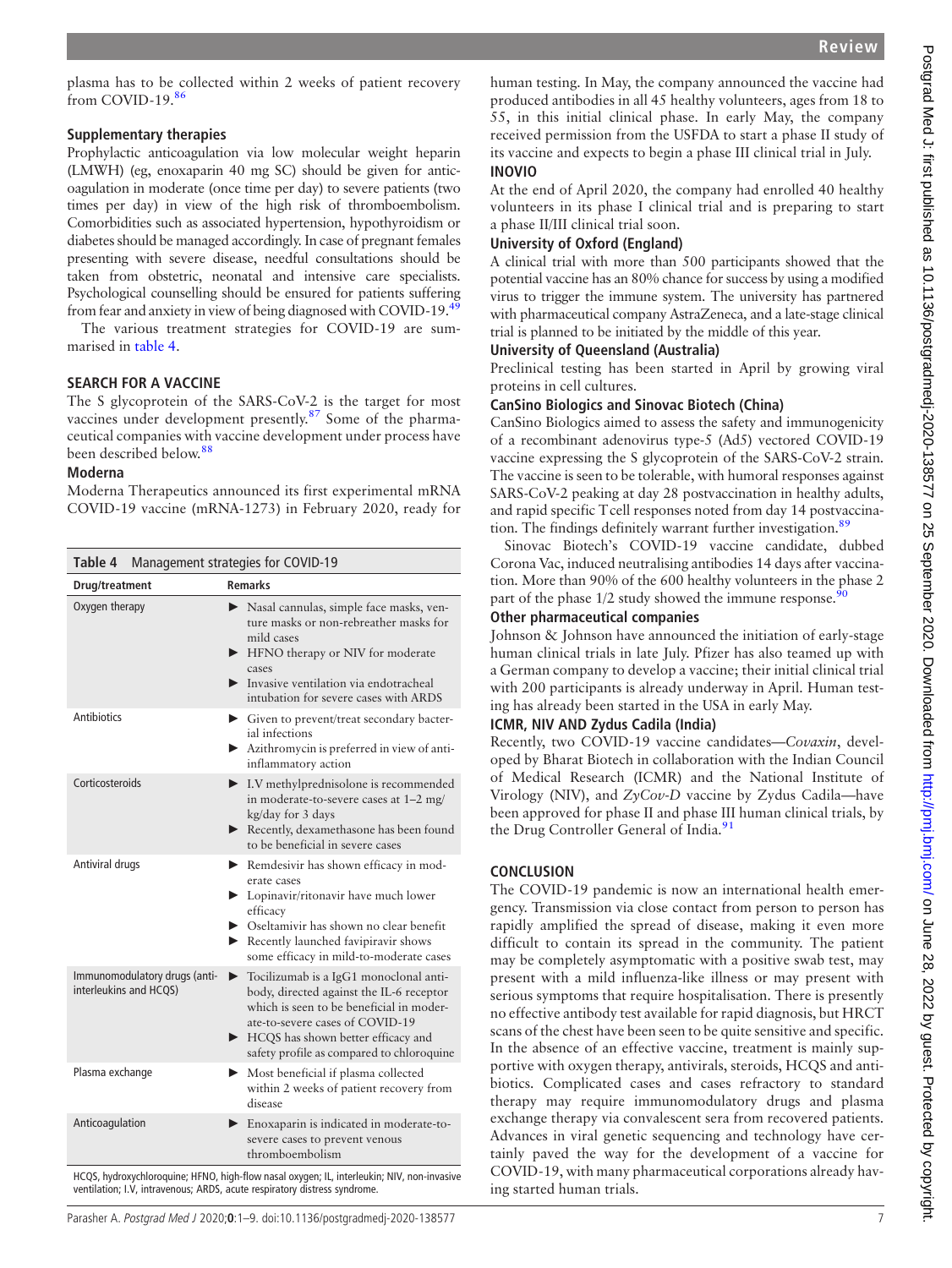plasma has to be collected within 2 weeks of patient recovery from COVID-19.[86]

### Supplementary therapies

Prophylactic anticoagulation via low molecular weight heparin (LMWH) (eg, enoxaparin 40 mg SC) should be given for anticoagulation in moderate (once time per day) to severe patients (two times per day) in view of the high risk of thromboembolism. Comorbidities such as associated hypertension, hypothyroidism or diabetes should be managed accordingly. In case of pregnant females presenting with severe disease, needful consultations should be taken from obstetric, neonatal and intensive care specialists. Psychological counselling should be ensured for patients suffering from fear and anxiety in view of being diagnosed with COVID-19.[49]

The various treatment strategies for COVID-19 are summarised in table 4.

## SEARCH FOR A VACCINE

The S glycoprotein of the SARS-CoV-2 is the target for most vaccines under development presently.[87] Some of the pharmaceutical companies with vaccine development under process have been described below.[88]

### Moderna

Moderna Therapeutics announced its first experimental mRNA COVID-19 vaccine (mRNA-1273) in February 2020, ready for human testing. In May, the company announced the vaccine had produced antibodies in all 45 healthy volunteers, ages from 18 to 55, in this initial clinical phase. In early May, the company received permission from the USFDA to start a phase II study of its vaccine and expects to begin a phase III clinical trial in July.

### INOVIO

At the end of April 2020, the company had enrolled 40 healthy volunteers in its phase I clinical trial and is preparing to start a phase II/III clinical trial soon.

### University of Oxford (England)

A clinical trial with more than 500 participants showed that the potential vaccine has an 80% chance for success by using a modified virus to trigger the immune system. The university has partnered with pharmaceutical company AstraZeneca, and a late-stage clinical trial is planned to be initiated by the middle of this year.

### University of Queensland (Australia)

Preclinical testing has been started in April by growing viral proteins in cell cultures.

### CanSino Biologics and Sinovac Biotech (China)

CanSino Biologics aimed to assess the safety and immunogenicity of a recombinant adenovirus type-5 (Ad5) vectored COVID-19 vaccine expressing the S glycoprotein of the SARS-CoV-2 strain. The vaccine is seen to be tolerable, with humoral responses against SARS-CoV-2 peaking at day 28 postvaccination in healthy adults, and rapid specific T cell responses noted from day 14 postvaccination. The findings definitely warrant further investigation.[89]

Sinovac Biotech's COVID-19 vaccine candidate, dubbed Corona Vac, induced neutralising antibodies 14 days after vaccination. More than 90% of the 600 healthy volunteers in the phase 2 part of the phase 1/2 study showed the immune response.[90]

### Other pharmaceutical companies

Johnson & Johnson have announced the initiation of early-stage human clinical trials in late July. Pfizer has also teamed up with a German company to develop a vaccine; their initial clinical trial with 200 participants is already underway in April. Human testing has already been started in the USA in early May.

### ICMR, NIV AND Zydus Cadila (India)

Recently, two COVID-19 vaccine candidates—*Covaxin*, developed by Bharat Biotech in collaboration with the Indian Council of Medical Research (ICMR) and the National Institute of Virology (NIV), and *ZyCov-D* vaccine by Zydus Cadila—have been approved for phase II and phase III human clinical trials, by the Drug Controller General of India.[91]

## CONCLUSION

The COVID-19 pandemic is now an international health emergency. Transmission via close contact from person to person has rapidly amplified the spread of disease, making it even more difficult to contain its spread in the community. The patient may be completely asymptomatic with a positive swab test, may present with a mild influenza-like illness or may present with serious symptoms that require hospitalisation. There is presently no effective antibody test available for rapid diagnosis, but HRCT scans of the chest have been seen to be quite sensitive and specific. In the absence of an effective vaccine, treatment is mainly supportive with oxygen therapy, antivirals, steroids, HCQS and antibiotics. Complicated cases and cases refractory to standard therapy may require immunomodulatory drugs and plasma exchange therapy via convalescent sera from recovered patients. Advances in viral genetic sequencing and technology have certainly paved the way for the development of a vaccine for COVID-19, with many pharmaceutical corporations already having started human trials.

**Table 4** Management strategies for COVID-19

| Drug/treatment | Remarks |
|---|---|
| Oxygen therapy | ▶ Nasal cannulas, simple face masks, venture masks or non-rebreather masks for mild cases<br>▶ HFNO therapy or NIV for moderate cases<br>▶ Invasive ventilation via endotracheal intubation for severe cases with ARDS |
| Antibiotics | ▶ Given to prevent/treat secondary bacterial infections<br>▶ Azithromycin is preferred in view of anti-inflammatory action |
| Corticosteroids | ▶ I.V methylprednisolone is recommended in moderate-to-severe cases at 1–2 mg/kg/day for 3 days<br>▶ Recently, dexamethasone has been found to be beneficial in severe cases |
| Antiviral drugs | ▶ Remdesivir has shown efficacy in moderate cases<br>▶ Lopinavir/ritonavir have much lower efficacy<br>▶ Oseltamivir has shown no clear benefit<br>▶ Recently launched favipiravir shows some efficacy in mild-to-moderate cases |
| Immunomodulatory drugs (anti-interleukins and HCQS) | ▶ Tocilizumab is a IgG1 monoclonal antibody, directed against the IL-6 receptor which is seen to be beneficial in moderate-to-severe cases of COVID-19<br>▶ HCQS has shown better efficacy and safety profile as compared to chloroquine |
| Plasma exchange | ▶ Most beneficial if plasma collected within 2 weeks of patient recovery from disease |
| Anticoagulation | ▶ Enoxaparin is indicated in moderate-to-severe cases to prevent venous thromboembolism |

HCQS, hydroxychloroquine; HFNO, high-flow nasal oxygen; IL, interleukin; NIV, non-invasive ventilation; I.V, intravenous; ARDS, acute respiratory distress syndrome.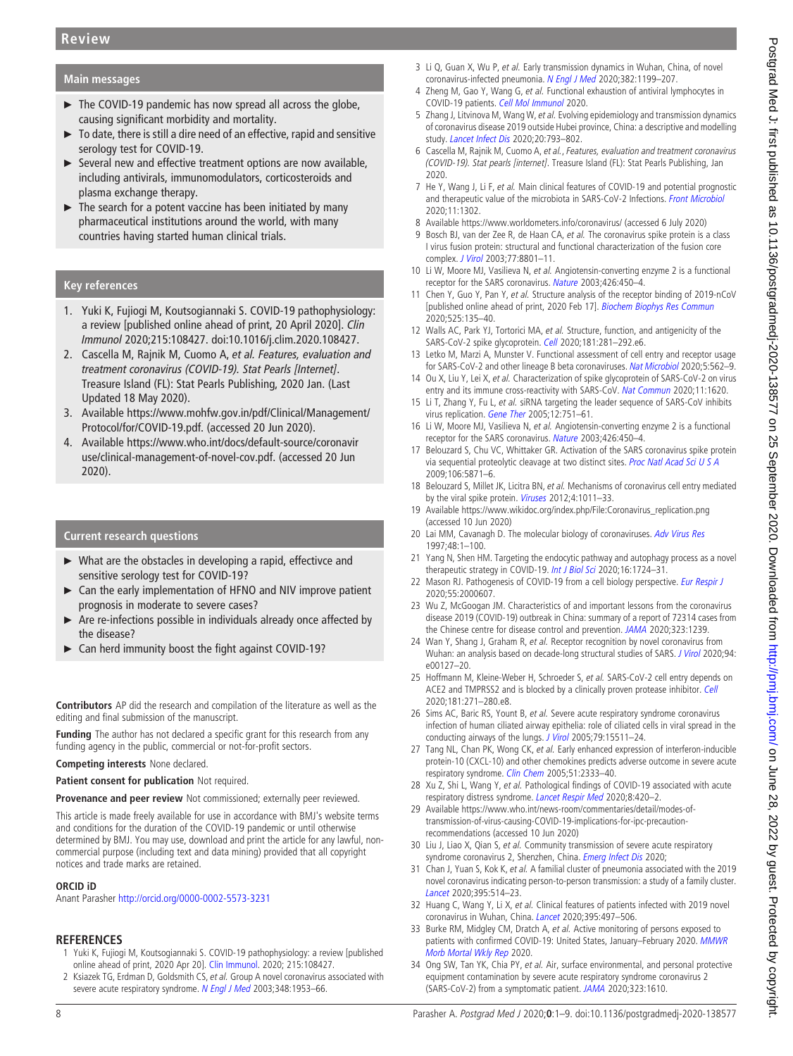### Main messages

- The COVID-19 pandemic has now spread all across the globe, causing significant morbidity and mortality.
- To date, there is still a dire need of an effective, rapid and sensitive serology test for COVID-19.
- Several new and effective treatment options are now available, including antivirals, immunomodulators, corticosteroids and plasma exchange therapy.
- The search for a potent vaccine has been initiated by many pharmaceutical institutions around the world, with many countries having started human clinical trials.

### Key references

1. Yuki K, Fujiogi M, Koutsogiannaki S. COVID-19 pathophysiology: a review [published online ahead of print, 20 April 2020]. *Clin Immunol* 2020;215:108427. doi:10.1016/j.clim.2020.108427.
2. Cascella M, Rajnik M, Cuomo A, *et al. Features, evaluation and treatment coronavirus (COVID-19). Stat Pearls [Internet]*. Treasure Island (FL): Stat Pearls Publishing, 2020 Jan. (Last Updated 18 May 2020).
3. Available https://www.mohfw.gov.in/pdf/Clinical/Management/Protocol/for/COVID-19.pdf. (accessed 20 Jun 2020).
4. Available https://www.who.int/docs/default-source/coronaviruse/clinical-management-of-novel-cov.pdf. (accessed 20 Jun 2020).

### Current research questions

- What are the obstacles in developing a rapid, effectivce and sensitive serology test for COVID-19?
- Can the early implementation of HFNO and NIV improve patient prognosis in moderate to severe cases?
- Are re-infections possible in individuals already once affected by the disease?
- Can herd immunity boost the fight against COVID-19?

**Contributors** AP did the research and compilation of the literature as well as the editing and final submission of the manuscript.

**Funding** The author has not declared a specific grant for this research from any funding agency in the public, commercial or not-for-profit sectors.

**Competing interests** None declared.

**Patient consent for publication** Not required.

**Provenance and peer review** Not commissioned; externally peer reviewed.

This article is made freely available for use in accordance with BMJ's website terms and conditions for the duration of the COVID-19 pandemic or until otherwise determined by BMJ. You may use, download and print the article for any lawful, non-commercial purpose (including text and data mining) provided that all copyright notices and trade marks are retained.

**ORCID iD**

Anant Parasher http://orcid.org/0000-0002-5573-3231

## REFERENCES

1. Yuki K, Fujiogi M, Koutsogiannaki S. COVID-19 pathophysiology: a review [published online ahead of print, 2020 Apr 20]. *Clin Immunol*. 2020; 215:108427.
2. Ksiazek TG, Erdman D, Goldsmith CS, *et al*. Group A novel coronavirus associated with severe acute respiratory syndrome. *N Engl J Med* 2003;348:1953–66.
3. Li Q, Guan X, Wu P, *et al*. Early transmission dynamics in Wuhan, China, of novel coronavirus-infected pneumonia. *N Engl J Med* 2020;382:1199–207.
4. Zheng M, Gao Y, Wang G, *et al*. Functional exhaustion of antiviral lymphocytes in COVID-19 patients. *Cell Mol Immunol* 2020.
5. Zhang J, Litvinova M, Wang W, *et al*. Evolving epidemiology and transmission dynamics of coronavirus disease 2019 outside Hubei province, China: a descriptive and modelling study. *Lancet Infect Dis* 2020;20:793–802.
6. Cascella M, Rajnik M, Cuomo A, *et al*., *Features, evaluation and treatment coronavirus (COVID-19). Stat pearls [internet]*. Treasure Island (FL): Stat Pearls Publishing, Jan 2020.
7. He Y, Wang J, Li F, *et al*. Main clinical features of COVID-19 and potential prognostic and therapeutic value of the microbiota in SARS-CoV-2 Infections. *Front Microbiol* 2020;11:1302.
8. Available https://www.worldometers.info/coronavirus/ (accessed 6 July 2020)
9. Bosch BJ, van der Zee R, de Haan CA, *et al*. The coronavirus spike protein is a class I virus fusion protein: structural and functional characterization of the fusion core complex. *J Virol* 2003;77:8801–11.
10. Li W, Moore MJ, Vasilieva N, *et al*. Angiotensin-converting enzyme 2 is a functional receptor for the SARS coronavirus. *Nature* 2003;426:450–4.
11. Chen Y, Guo Y, Pan Y, *et al*. Structure analysis of the receptor binding of 2019-nCoV [published online ahead of print, 2020 Feb 17]. *Biochem Biophys Res Commun* 2020;525:135–40.
12. Walls AC, Park YJ, Tortorici MA, *et al*. Structure, function, and antigenicity of the SARS-CoV-2 spike glycoprotein. *Cell* 2020;181:281–292.e6.
13. Letko M, Marzi A, Munster V. Functional assessment of cell entry and receptor usage for SARS-CoV-2 and other lineage B beta coronaviruses. *Nat Microbiol* 2020;5:562–9.
14. Ou X, Liu Y, Lei X, *et al*. Characterization of spike glycoprotein of SARS-CoV-2 on virus entry and its immune cross-reactivity with SARS-CoV. *Nat Commun* 2020;11:1620.
15. Li T, Zhang Y, Fu L, *et al*. siRNA targeting the leader sequence of SARS-CoV inhibits virus replication. *Gene Ther* 2005;12:751–61.
16. Li W, Moore MJ, Vasilieva N, *et al*. Angiotensin-converting enzyme 2 is a functional receptor for the SARS coronavirus. *Nature* 2003;426:450–4.
17. Belouzard S, Chu VC, Whittaker GR. Activation of the SARS coronavirus spike protein via sequential proteolytic cleavage at two distinct sites. *Proc Natl Acad Sci U S A* 2009;106:5871–6.
18. Belouzard S, Millet JK, Licitra BN, *et al*. Mechanisms of coronavirus cell entry mediated by the viral spike protein. *Viruses* 2012;4:1011–33.
19. Available https://www.wikidoc.org/index.php/File:Coronavirus_replication.png (accessed 10 Jun 2020)
20. Lai MM, Cavanagh D. The molecular biology of coronaviruses. *Adv Virus Res* 1997;48:1–100.
21. Yang N, Shen HM. Targeting the endocytic pathway and autophagy process as a novel therapeutic strategy in COVID-19. *Int J Biol Sci* 2020;16:1724–31.
22. Mason RJ. Pathogenesis of COVID-19 from a cell biology perspective. *Eur Respir J* 2020;55:2000607.
23. Wu Z, McGoogan JM. Characteristics of and important lessons from the coronavirus disease 2019 (COVID-19) outbreak in China: summary of a report of 72314 cases from the Chinese centre for disease control and prevention. *JAMA* 2020;323:1239.
24. Wan Y, Shang J, Graham R, *et al*. Receptor recognition by novel coronavirus from Wuhan: an analysis based on decade-long structural studies of SARS. *J Virol* 2020;94: e00127–20.
25. Hoffmann M, Kleine-Weber H, Schroeder S, *et al*. SARS-CoV-2 cell entry depends on ACE2 and TMPRSS2 and is blocked by a clinically proven protease inhibitor. *Cell* 2020;181:271–280.e8.
26. Sims AC, Baric RS, Yount B, *et al*. Severe acute respiratory syndrome coronavirus infection of human ciliated airway epithelia: role of ciliated cells in viral spread in the conducting airways of the lungs. *J Virol* 2005;79:15511–24.
27. Tang NL, Chan PK, Wong CK, *et al*. Early enhanced expression of interferon-inducible protein-10 (CXCL-10) and other chemokines predicts adverse outcome in severe acute respiratory syndrome. *Clin Chem* 2005;51:2333–40.
28. Xu Z, Shi L, Wang Y, *et al*. Pathological findings of COVID-19 associated with acute respiratory distress syndrome. *Lancet Respir Med* 2020;8:420–2.
29. Available https://www.who.int/news-room/commentaries/detail/modes-of-transmission-of-virus-causing-COVID-19-implications-for-ipc-precaution-recommendations (accessed 10 Jun 2020)
30. Liu J, Liao X, Qian S, *et al*. Community transmission of severe acute respiratory syndrome coronavirus 2, Shenzhen, China. *Emerg Infect Dis* 2020;
31. Chan J, Yuan S, Kok K, *et al*. A familial cluster of pneumonia associated with the 2019 novel coronavirus indicating person-to-person transmission: a study of a family cluster. *Lancet* 2020;395:514–23.
32. Huang C, Wang Y, Li X, *et al*. Clinical features of patients infected with 2019 novel coronavirus in Wuhan, China. *Lancet* 2020;395:497–506.
33. Burke RM, Midgley CM, Dratch A, *et al*. Active monitoring of persons exposed to patients with confirmed COVID-19: United States, January–February 2020. *MMWR Morb Mortal Wkly Rep* 2020.
34. Ong SW, Tan YK, Chia PY, *et al*. Air, surface environmental, and personal protective equipment contamination by severe acute respiratory syndrome coronavirus 2 (SARS-CoV-2) from a symptomatic patient. *JAMA* 2020;323:1610.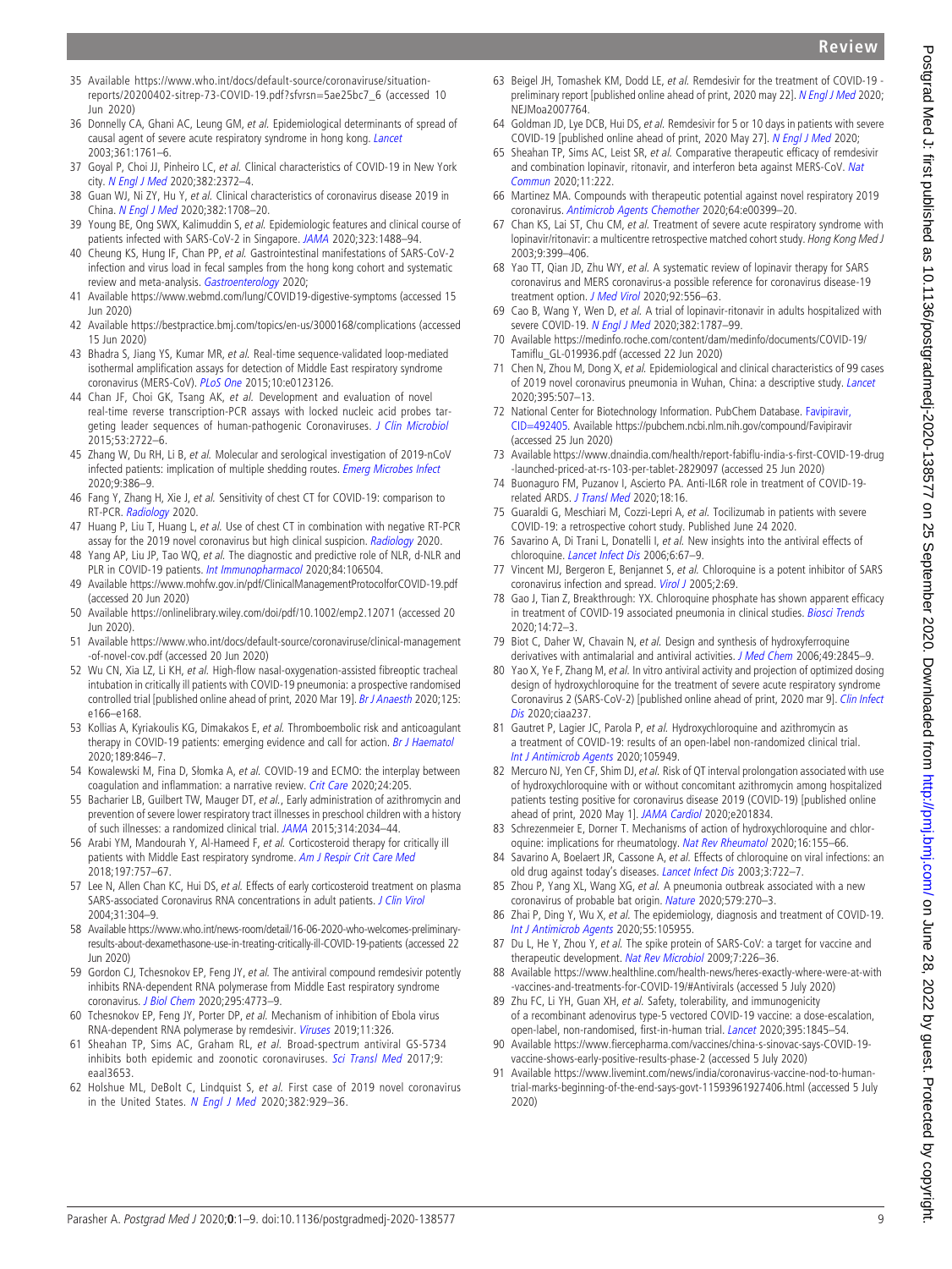35 Available https://www.who.int/docs/default-source/coronaviruse/situation-reports/20200402-sitrep-73-COVID-19.pdf?sfvrsn=5ae25bc7_6 (accessed 10 Jun 2020)

36 Donnelly CA, Ghani AC, Leung GM, *et al.* Epidemiological determinants of spread of causal agent of severe acute respiratory syndrome in hong kong. *Lancet* 2003;361:1761–6.

37 Goyal P, Choi JJ, Pinheiro LC, *et al.* Clinical characteristics of COVID-19 in New York city. *N Engl J Med* 2020;382:2372–4.

38 Guan WJ, Ni ZY, Hu Y, *et al.* Clinical characteristics of coronavirus disease 2019 in China. *N Engl J Med* 2020;382:1708–20.

39 Young BE, Ong SWX, Kalimuddin S, *et al.* Epidemiologic features and clinical course of patients infected with SARS-CoV-2 in Singapore. *JAMA* 2020;323:1488–94.

40 Cheung KS, Hung IF, Chan PP, *et al.* Gastrointestinal manifestations of SARS-CoV-2 infection and virus load in fecal samples from the hong kong cohort and systematic review and meta-analysis. *Gastroenterology* 2020;

41 Available https://www.webmd.com/lung/COVID19-digestive-symptoms (accessed 15 Jun 2020)

42 Available https://bestpractice.bmj.com/topics/en-us/3000168/complications (accessed 15 Jun 2020)

43 Bhadra S, Jiang YS, Kumar MR, *et al.* Real-time sequence-validated loop-mediated isothermal amplification assays for detection of Middle East respiratory syndrome coronavirus (MERS-CoV). *PLoS One* 2015;10:e0123126.

44 Chan JF, Choi GK, Tsang AK, *et al.* Development and evaluation of novel real-time reverse transcription-PCR assays with locked nucleic acid probes targeting leader sequences of human-pathogenic Coronaviruses. *J Clin Microbiol* 2015;53:2722–6.

45 Zhang W, Du RH, Li B, *et al.* Molecular and serological investigation of 2019-nCoV infected patients: implication of multiple shedding routes. *Emerg Microbes Infect* 2020;9:386–9.

46 Fang Y, Zhang H, Xie J, *et al.* Sensitivity of chest CT for COVID-19: comparison to RT-PCR. *Radiology* 2020.

47 Huang P, Liu T, Huang L, *et al.* Use of chest CT in combination with negative RT-PCR assay for the 2019 novel coronavirus but high clinical suspicion. *Radiology* 2020.

48 Yang AP, Liu JP, Tao WQ, *et al.* The diagnostic and predictive role of NLR, d-NLR and PLR in COVID-19 patients. *Int Immunopharmacol* 2020;84:106504.

49 Available https://www.mohfw.gov.in/pdf/ClinicalManagementProtocolforCOVID-19.pdf (accessed 20 Jun 2020)

50 Available https://onlinelibrary.wiley.com/doi/pdf/10.1002/emp2.12071 (accessed 20 Jun 2020).

51 Available https://www.who.int/docs/default-source/coronaviruse/clinical-management-of-novel-cov.pdf (accessed 20 Jun 2020)

52 Wu CN, Xia LZ, Li KH, *et al.* High-flow nasal-oxygenation-assisted fibreoptic tracheal intubation in critically ill patients with COVID-19 pneumonia: a prospective randomised controlled trial [published online ahead of print, 2020 Mar 19]. *Br J Anaesth* 2020;125: e166–e168.

53 Kollias A, Kyriakoulis KG, Dimakakos E, *et al.* Thromboembolic risk and anticoagulant therapy in COVID-19 patients: emerging evidence and call for action. *Br J Haematol* 2020;189:846–7.

54 Kowalewski M, Fina D, Słomka A, *et al.* COVID-19 and ECMO: the interplay between coagulation and inflammation: a narrative review. *Crit Care* 2020;24:205.

55 Bacharier LB, Guilbert TW, Mauger DT, *et al.*, Early administration of azithromycin and prevention of severe lower respiratory tract illnesses in preschool children with a history of such illnesses: a randomized clinical trial. *JAMA* 2015;314:2034–44.

56 Arabi YM, Mandourah Y, Al-Hameed F, *et al.* Corticosteroid therapy for critically ill patients with Middle East respiratory syndrome. *Am J Respir Crit Care Med* 2018;197:757–67.

57 Lee N, Allen Chan KC, Hui DS, *et al.* Effects of early corticosteroid treatment on plasma SARS-associated Coronavirus RNA concentrations in adult patients. *J Clin Virol* 2004;31:304–9.

58 Available https://www.who.int/news-room/detail/16-06-2020-who-welcomes-preliminary-results-about-dexamethasone-use-in-treating-critically-ill-COVID-19-patients (accessed 22 Jun 2020)

59 Gordon CJ, Tchesnokov EP, Feng JY, *et al.* The antiviral compound remdesivir potently inhibits RNA-dependent RNA polymerase from Middle East respiratory syndrome coronavirus. *J Biol Chem* 2020;295:4773–9.

60 Tchesnokov EP, Feng JY, Porter DP, *et al.* Mechanism of inhibition of Ebola virus RNA-dependent RNA polymerase by remdesivir. *Viruses* 2019;11:326.

61 Sheahan TP, Sims AC, Graham RL, *et al.* Broad-spectrum antiviral GS-5734 inhibits both epidemic and zoonotic coronaviruses. *Sci Transl Med* 2017;9: eaal3653.

62 Holshue ML, DeBolt C, Lindquist S, *et al.* First case of 2019 novel coronavirus in the United States. *N Engl J Med* 2020;382:929–36.

63 Beigel JH, Tomashek KM, Dodd LE, *et al.* Remdesivir for the treatment of COVID-19 - preliminary report [published online ahead of print, 2020 may 22]. *N Engl J Med* 2020; NEJMoa2007764.

64 Goldman JD, Lye DCB, Hui DS, *et al.* Remdesivir for 5 or 10 days in patients with severe COVID-19 [published online ahead of print, 2020 May 27]. *N Engl J Med* 2020;

65 Sheahan TP, Sims AC, Leist SR, *et al.* Comparative therapeutic efficacy of remdesivir and combination lopinavir, ritonavir, and interferon beta against MERS-CoV. *Nat Commun* 2020;11:222.

66 Martinez MA. Compounds with therapeutic potential against novel respiratory 2019 coronavirus. *Antimicrob Agents Chemother* 2020;64:e00399–20.

67 Chan KS, Lai ST, Chu CM, *et al.* Treatment of severe acute respiratory syndrome with lopinavir/ritonavir: a multicentre retrospective matched cohort study. *Hong Kong Med J* 2003;9:399–406.

68 Yao TT, Qian JD, Zhu WY, *et al.* A systematic review of lopinavir therapy for SARS coronavirus and MERS coronavirus-a possible reference for coronavirus disease-19 treatment option. *J Med Virol* 2020;92:556–63.

69 Cao B, Wang Y, Wen D, *et al.* A trial of lopinavir-ritonavir in adults hospitalized with severe COVID-19. *N Engl J Med* 2020;382:1787–99.

70 Available https://medinfo.roche.com/content/dam/medinfo/documents/COVID-19/Tamiflu_GL-019936.pdf (accessed 22 Jun 2020)

71 Chen N, Zhou M, Dong X, *et al.* Epidemiological and clinical characteristics of 99 cases of 2019 novel coronavirus pneumonia in Wuhan, China: a descriptive study. *Lancet* 2020;395:507–13.

72 National Center for Biotechnology Information. PubChem Database. Favipiravir, CID=492405. Available https://pubchem.ncbi.nlm.nih.gov/compound/Favipiravir (accessed 25 Jun 2020)

73 Available https://www.dnaindia.com/health/report-fabiflu-india-s-first-COVID-19-drug-launched-priced-at-rs-103-per-tablet-2829097 (accessed 25 Jun 2020)

74 Buonaguro FM, Puzanov I, Ascierto PA. Anti-IL6R role in treatment of COVID-19-related ARDS. *J Transl Med* 2020;18:16.

75 Guaraldi G, Meschiari M, Cozzi-Lepri A, *et al.* Tocilizumab in patients with severe COVID-19: a retrospective cohort study. Published June 24 2020.

76 Savarino A, Di Trani L, Donatelli I, *et al.* New insights into the antiviral effects of chloroquine. *Lancet Infect Dis* 2006;6:67–9.

77 Vincent MJ, Bergeron E, Benjannet S, *et al.* Chloroquine is a potent inhibitor of SARS coronavirus infection and spread. *Virol J* 2005;2:69.

78 Gao J, Tian Z, Breakthrough: YX. Chloroquine phosphate has shown apparent efficacy in treatment of COVID-19 associated pneumonia in clinical studies. *Biosci Trends* 2020;14:72–3.

79 Biot C, Daher W, Chavain N, *et al.* Design and synthesis of hydroxyferroquine derivatives with antimalarial and antiviral activities. *J Med Chem* 2006;49:2845–9.

80 Yao X, Ye F, Zhang M, *et al.* In vitro antiviral activity and projection of optimized dosing design of hydroxychloroquine for the treatment of severe acute respiratory syndrome Coronavirus 2 (SARS-CoV-2) [published online ahead of print, 2020 mar 9]. *Clin Infect Dis* 2020;ciaa237.

81 Gautret P, Lagier JC, Parola P, *et al.* Hydroxychloroquine and azithromycin as a treatment of COVID-19: results of an open-label non-randomized clinical trial. *Int J Antimicrob Agents* 2020;105949.

82 Mercuro NJ, Yen CF, Shim DJ, *et al.* Risk of QT interval prolongation associated with use of hydroxychloroquine with or without concomitant azithromycin among hospitalized patients testing positive for coronavirus disease 2019 (COVID-19) [published online ahead of print, 2020 May 1]. *JAMA Cardiol* 2020;e201834.

83 Schrezenmeier E, Dorner T. Mechanisms of action of hydroxychloroquine and chloroquine: implications for rheumatology. *Nat Rev Rheumatol* 2020;16:155–66.

84 Savarino A, Boelaert JR, Cassone A, *et al.* Effects of chloroquine on viral infections: an old drug against today's diseases. *Lancet Infect Dis* 2003;3:722–7.

85 Zhou P, Yang XL, Wang XG, *et al.* A pneumonia outbreak associated with a new coronavirus of probable bat origin. *Nature* 2020;579:270–3.

86 Zhai P, Ding Y, Wu X, *et al.* The epidemiology, diagnosis and treatment of COVID-19. *Int J Antimicrob Agents* 2020;55:105955.

87 Du L, He Y, Zhou Y, *et al.* The spike protein of SARS-CoV: a target for vaccine and therapeutic development. *Nat Rev Microbiol* 2009;7:226–36.

88 Available https://www.healthline.com/health-news/heres-exactly-where-were-at-with-vaccines-and-treatments-for-COVID-19/#Antivirals (accessed 5 July 2020)

89 Zhu FC, Li YH, Guan XH, *et al.* Safety, tolerability, and immunogenicity of a recombinant adenovirus type-5 vectored COVID-19 vaccine: a dose-escalation, open-label, non-randomised, first-in-human trial. *Lancet* 2020;395:1845–54.

90 Available https://www.fiercepharma.com/vaccines/china-s-sinovac-says-COVID-19-vaccine-shows-early-positive-results-phase-2 (accessed 5 July 2020)

91 Available https://www.livemint.com/news/india/coronavirus-vaccine-nod-to-human-trial-marks-beginning-of-the-end-says-govt-11593961927406.html (accessed 5 July 2020)